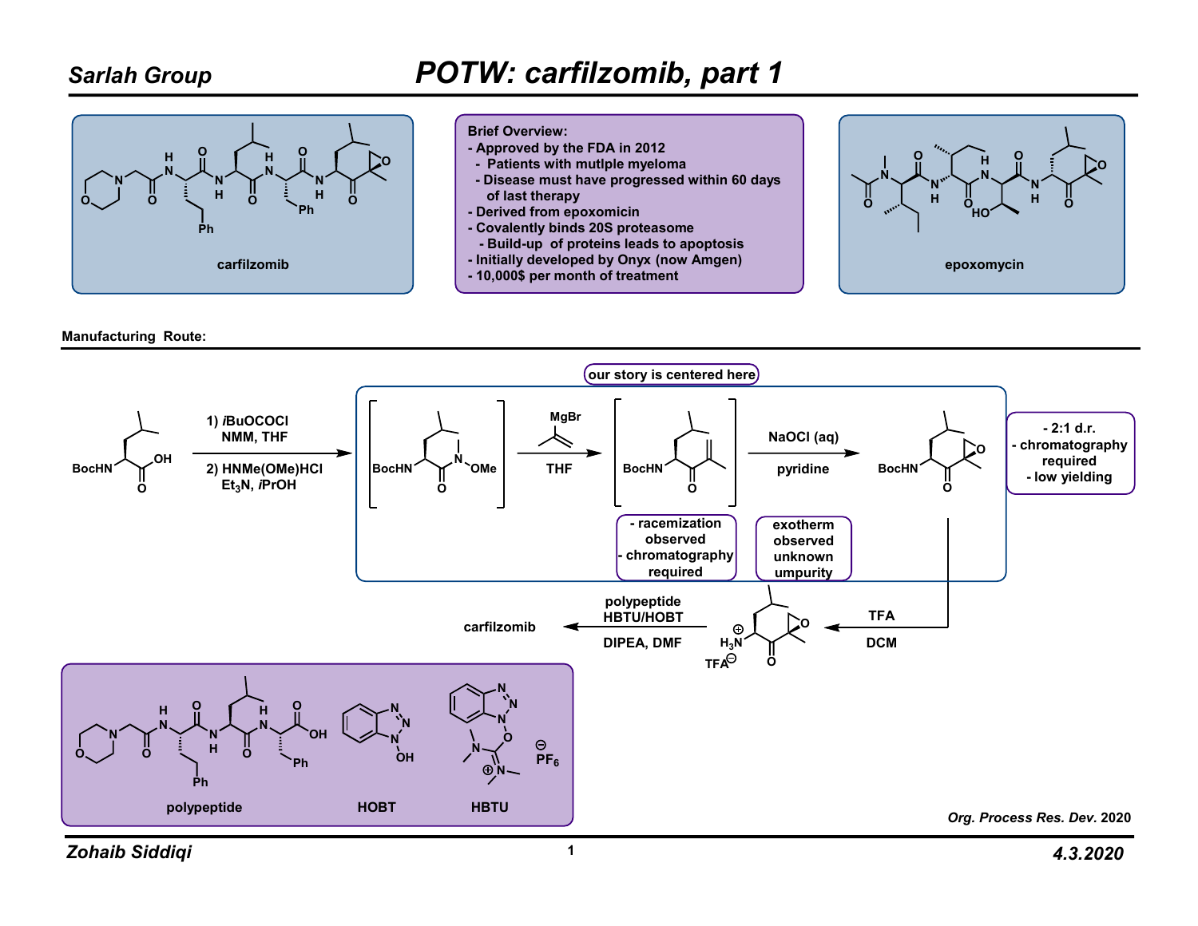# POTW: carfilzomib, part 1

Sarlah Group

carfilzomib

**Brief Overview:**
- Approved by the FDA in 2012
  - Patients with mutlple myeloma
  - Disease must have progressed within 60 days of last therapy
- Derived from epoxomicin
- Covalently binds 20S proteasome
  - Build-up of proteins leads to apoptosis
- Initially developed by Onyx (now Amgen)
- 10,000$ per month of treatment

epoxomycin

**Manufacturing Route:**

1) *i*BuOCOCl, NMM, THF
2) HNMe(OMe)HCl, $Et_3N$, *i*PrOH

our story is centered here

BocHN … N(OMe)Me → (MgBr reagent), THF → NaOCl (aq), pyridine

- racemization observed
- chromatography required

exotherm observed unknown umpurity

- 2:1 d.r.
- chromatography required
- low yielding

TFA, DCM → $H_3N^{\oplus}$ $TFA^{\ominus}$

polypeptide, HBTU/HOBT, DIPEA, DMF → carfilzomib

polypeptide

HOBT

HBTU

$PF_6^{\ominus}$

*Org. Process Res. Dev.* 2020

Zohaib Siddiqi

4.3.2020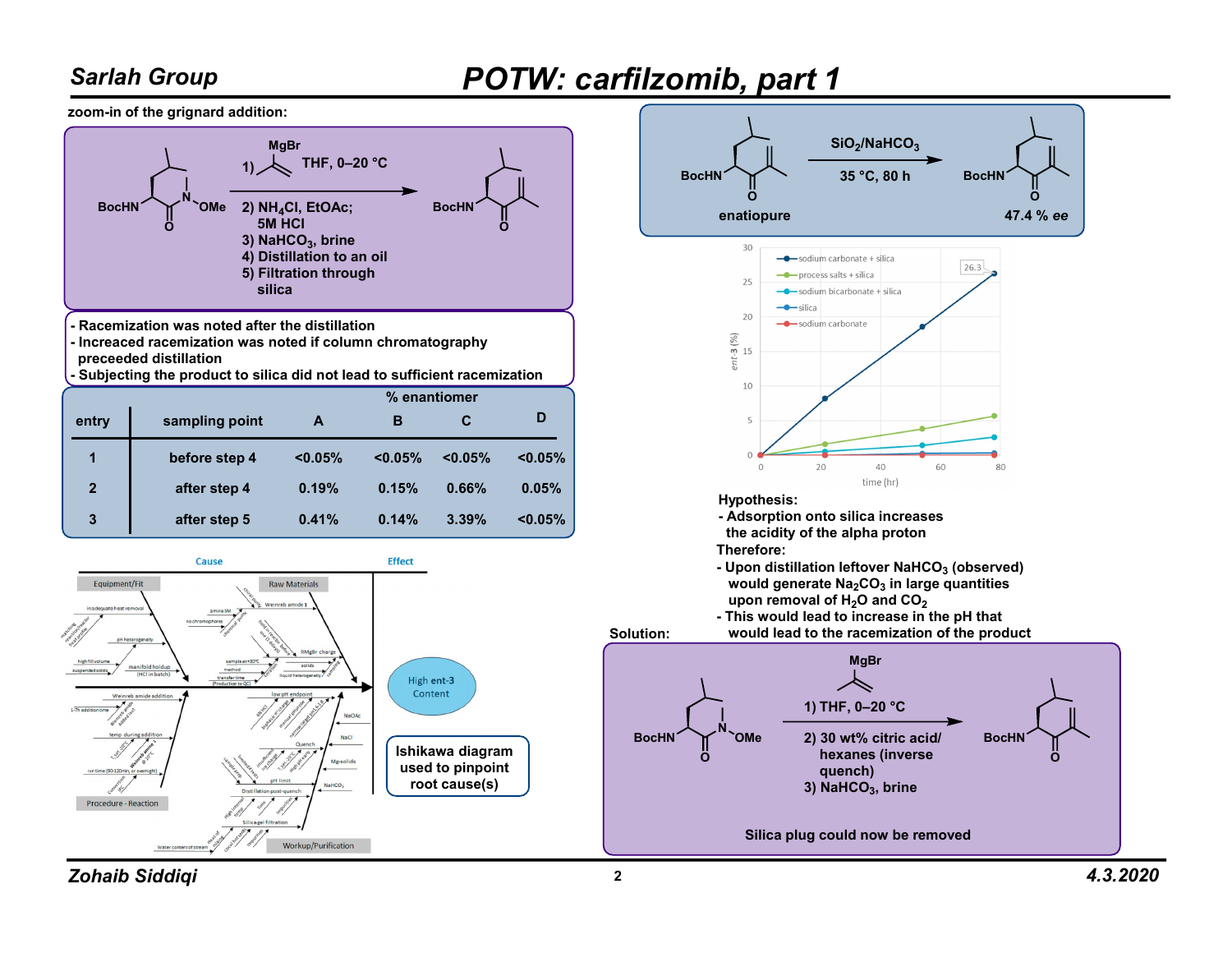# POTW: carfilzomib, part 1

**zoom-in of the grignard addition:**

BocHN–(Weinreb amide, N–OMe) → BocHN–(enone)

1) MgBr (isopropenyl), THF, 0–20 °C
2) $NH_4Cl$, EtOAc; 5M HCl
3) $NaHCO_3$, brine
4) Distillation to an oil
5) Filtration through silica

- Racemization was noted after the distillation
- Increaced racemization was noted if column chromatography preceeded distillation
- Subjecting the product to silica did not lead to sufficient racemization

| entry | sampling point | % enantiomer A | B | C | D |
|---|---|---|---|---|---|
| 1 | before step 4 | <0.05% | <0.05% | <0.05% | <0.05% |
| 2 | after step 4 | 0.19% | 0.15% | 0.66% | 0.05% |
| 3 | after step 5 | 0.41% | 0.14% | 3.39% | <0.05% |

**Ishikawa diagram used to pinpoint root cause(s)**

Cause → Effect: High ent-3 Content

Equipment/Fit; Raw Materials; Procedure - Reaction; Workup/Purification

BocHN (enatiopure) → $SiO_2/NaHCO_3$, 35 °C, 80 h → BocHN (47.4 % ee)

Plot: ent-3 (%) vs time (hr): sodium carbonate + silica (26.3); process salts + silica; sodium bicarbonate + silica; silica; sodium carbonate

**Hypothesis:**
- Adsorption onto silica increases the acidity of the alpha proton

**Therefore:**
- Upon distillation leftover $NaHCO_3$ (observed) would generate $Na_2CO_3$ in large quantities upon removal of $H_2O$ and $CO_2$
- This would lead to increase in the pH that would lead to the racemization of the product

**Solution:**

BocHN–(Weinreb amide, N–OMe) → BocHN–(enone)

1) MgBr (isopropenyl), THF, 0–20 °C
2) 30 wt% citric acid/ hexanes (inverse quench)
3) $NaHCO_3$, brine

Silica plug could now be removed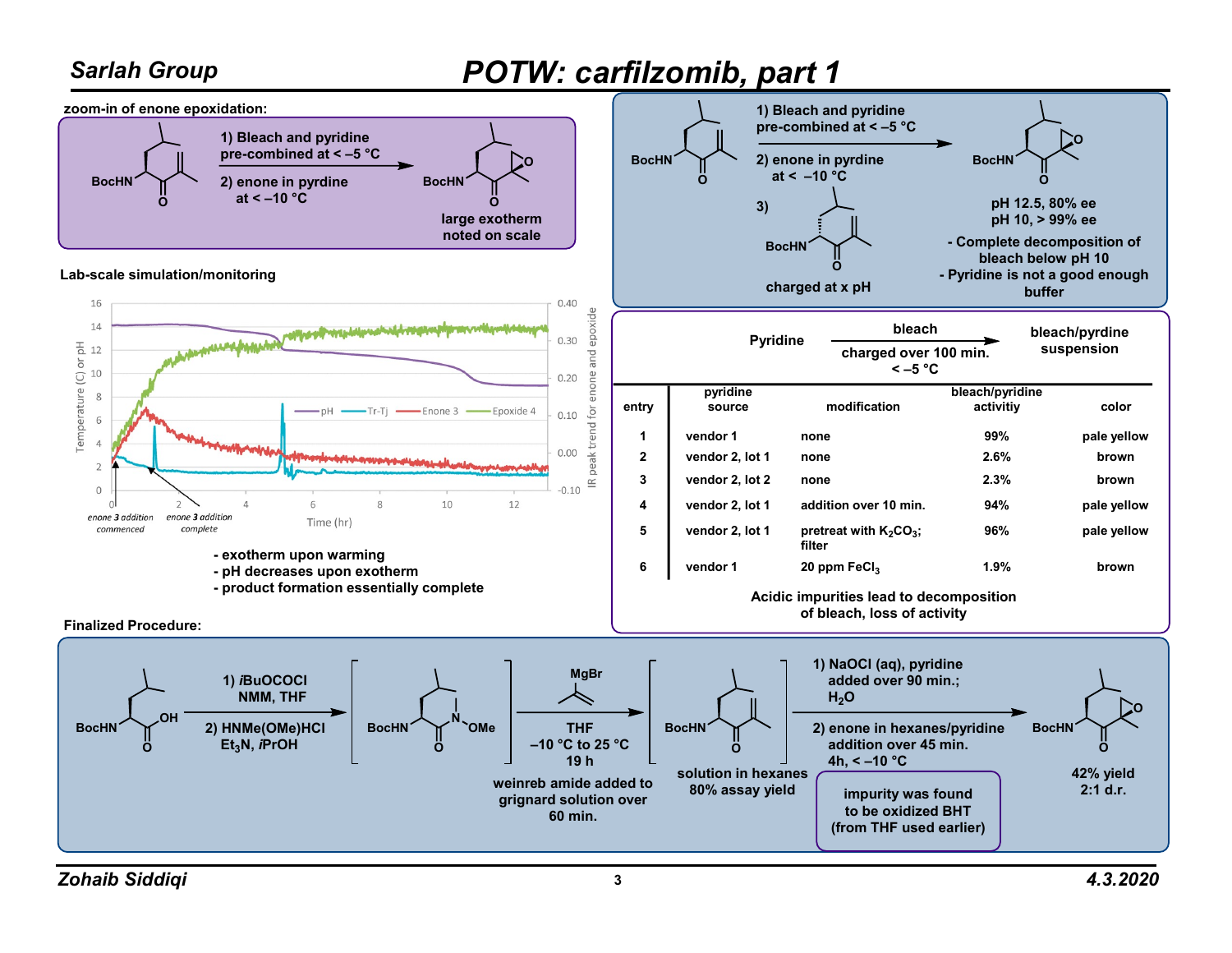# POTWs: carfilzomib, part 1

**zoom-in of enone epoxidation:**

BocHN (enone) → BocHN (epoxide)

1) Bleach and pyridine pre-combined at < –5 °C

2) enone in pyrdine at < –10 °C

large exotherm noted on scale

**Lab-scale simulation/monitoring**

Temperature (C) or pH: 0, 2, 4, 6, 8, 10, 12, 14, 16

IR peak trend for enone and epoxide: -0.10, 0.00, 0.10, 0.20, 0.30, 0.40

Time (hr): 0, 2, 4, 6, 8, 10, 12

pH, Tr-Tj, Enone 3, Epoxide 4

enone 3 addition commenced

enone 3 addition complete

- exotherm upon warming
- pH decreases upon exotherm
- product formation essentially complete

1) Bleach and pyridine pre-combined at < –5 °C

2) enone in pyrdine at < –10 °C

3) BocHN (enone) charged at x pH

pH 12.5, 80% ee

pH 10, > 99% ee

- Complete decomposition of bleach below pH 10
- Pyridine is not a good enough buffer

Pyridine —bleach, charged over 100 min., < –5 °C→ bleach/pyrdine suspension

| entry | pyridine source | modification | bleach/pyridine activitiy | color |
|---|---|---|---|---|
| 1 | vendor 1 | none | 99% | pale yellow |
| 2 | vendor 2, lot 1 | none | 2.6% | brown |
| 3 | vendor 2, lot 2 | none | 2.3% | brown |
| 4 | vendor 2, lot 1 | addition over 10 min. | 94% | pale yellow |
| 5 | vendor 2, lot 1 | pretreat with $K_2CO_3$; filter | 96% | pale yellow |
| 6 | vendor 1 | 20 ppm $FeCl_3$ | 1.9% | brown |

Acidic impurities lead to decomposition of bleach, loss of activity

**Finalized Procedure:**

BocHN (acid, OH) —1) *i*BuOCOCl, NMM, THF; 2) HNMe(OMe)HCl, $Et_3N$, *i*PrOH→ [BocHN (Weinreb amide, N–OMe)] —MgBr (isopropenyl), THF, –10 °C to 25 °C, 19 h→ [BocHN (enone)] —1) NaOCl (aq), pyridine added over 90 min.; $H_2O$; 2) enone in hexanes/pyridine addition over 45 min. 4h, < –10 °C→ BocHN (epoxide)

weinreb amide added to grignard solution over 60 min.

solution in hexanes 80% assay yield

impurity was found to be oxidized BHT (from THF used earlier)

42% yield 2:1 d.r.